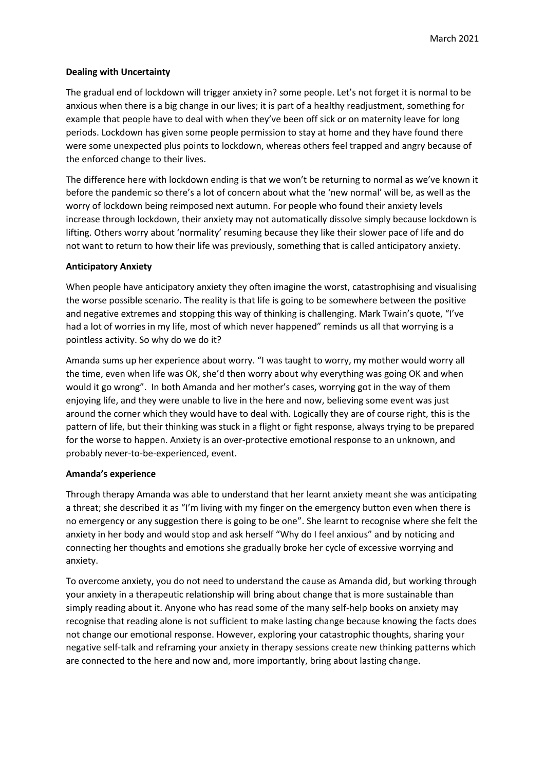March 2021

**Dealing with Uncertainty**

The gradual end of lockdown will trigger anxiety in? some people. Let's not forget it is normal to be anxious when there is a big change in our lives; it is part of a healthy readjustment, something for example that people have to deal with when they've been off sick or on maternity leave for long periods. Lockdown has given some people permission to stay at home and they have found there were some unexpected plus points to lockdown, whereas others feel trapped and angry because of the enforced change to their lives.

The difference here with lockdown ending is that we won't be returning to normal as we've known it before the pandemic so there's a lot of concern about what the 'new normal' will be, as well as the worry of lockdown being reimposed next autumn. For people who found their anxiety levels increase through lockdown, their anxiety may not automatically dissolve simply because lockdown is lifting. Others worry about 'normality' resuming because they like their slower pace of life and do not want to return to how their life was previously, something that is called anticipatory anxiety.

**Anticipatory Anxiety**

When people have anticipatory anxiety they often imagine the worst, catastrophising and visualising the worse possible scenario. The reality is that life is going to be somewhere between the positive and negative extremes and stopping this way of thinking is challenging. Mark Twain's quote, "I've had a lot of worries in my life, most of which never happened" reminds us all that worrying is a pointless activity. So why do we do it?

Amanda sums up her experience about worry. "I was taught to worry, my mother would worry all the time, even when life was OK, she'd then worry about why everything was going OK and when would it go wrong". In both Amanda and her mother's cases, worrying got in the way of them enjoying life, and they were unable to live in the here and now, believing some event was just around the corner which they would have to deal with. Logically they are of course right, this is the pattern of life, but their thinking was stuck in a flight or fight response, always trying to be prepared for the worse to happen. Anxiety is an over-protective emotional response to an unknown, and probably never-to-be-experienced, event.

**Amanda's experience**

Through therapy Amanda was able to understand that her learnt anxiety meant she was anticipating a threat; she described it as "I'm living with my finger on the emergency button even when there is no emergency or any suggestion there is going to be one". She learnt to recognise where she felt the anxiety in her body and would stop and ask herself "Why do I feel anxious" and by noticing and connecting her thoughts and emotions she gradually broke her cycle of excessive worrying and anxiety.

To overcome anxiety, you do not need to understand the cause as Amanda did, but working through your anxiety in a therapeutic relationship will bring about change that is more sustainable than simply reading about it. Anyone who has read some of the many self-help books on anxiety may recognise that reading alone is not sufficient to make lasting change because knowing the facts does not change our emotional response. However, exploring your catastrophic thoughts, sharing your negative self-talk and reframing your anxiety in therapy sessions create new thinking patterns which are connected to the here and now and, more importantly, bring about lasting change.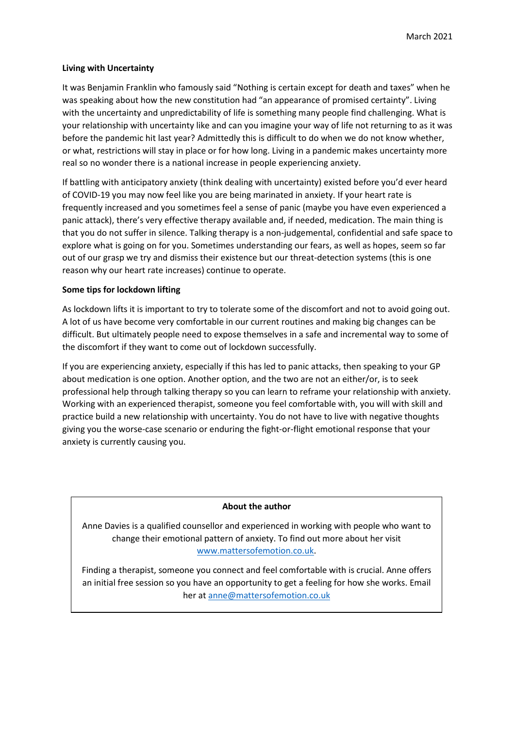March 2021

**Living with Uncertainty**

It was Benjamin Franklin who famously said "Nothing is certain except for death and taxes" when he was speaking about how the new constitution had "an appearance of promised certainty". Living with the uncertainty and unpredictability of life is something many people find challenging. What is your relationship with uncertainty like and can you imagine your way of life not returning to as it was before the pandemic hit last year? Admittedly this is difficult to do when we do not know whether, or what, restrictions will stay in place or for how long. Living in a pandemic makes uncertainty more real so no wonder there is a national increase in people experiencing anxiety.

If battling with anticipatory anxiety (think dealing with uncertainty) existed before you'd ever heard of COVID-19 you may now feel like you are being marinated in anxiety. If your heart rate is frequently increased and you sometimes feel a sense of panic (maybe you have even experienced a panic attack), there's very effective therapy available and, if needed, medication. The main thing is that you do not suffer in silence. Talking therapy is a non-judgemental, confidential and safe space to explore what is going on for you. Sometimes understanding our fears, as well as hopes, seem so far out of our grasp we try and dismiss their existence but our threat-detection systems (this is one reason why our heart rate increases) continue to operate.

**Some tips for lockdown lifting**

As lockdown lifts it is important to try to tolerate some of the discomfort and not to avoid going out. A lot of us have become very comfortable in our current routines and making big changes can be difficult. But ultimately people need to expose themselves in a safe and incremental way to some of the discomfort if they want to come out of lockdown successfully.

If you are experiencing anxiety, especially if this has led to panic attacks, then speaking to your GP about medication is one option. Another option, and the two are not an either/or, is to seek professional help through talking therapy so you can learn to reframe your relationship with anxiety. Working with an experienced therapist, someone you feel comfortable with, you will with skill and practice build a new relationship with uncertainty. You do not have to live with negative thoughts giving you the worse-case scenario or enduring the fight-or-flight emotional response that your anxiety is currently causing you.

**About the author**

Anne Davies is a qualified counsellor and experienced in working with people who want to change their emotional pattern of anxiety. To find out more about her visit www.mattersofemotion.co.uk.

Finding a therapist, someone you connect and feel comfortable with is crucial. Anne offers an initial free session so you have an opportunity to get a feeling for how she works. Email her at anne@mattersofemotion.co.uk